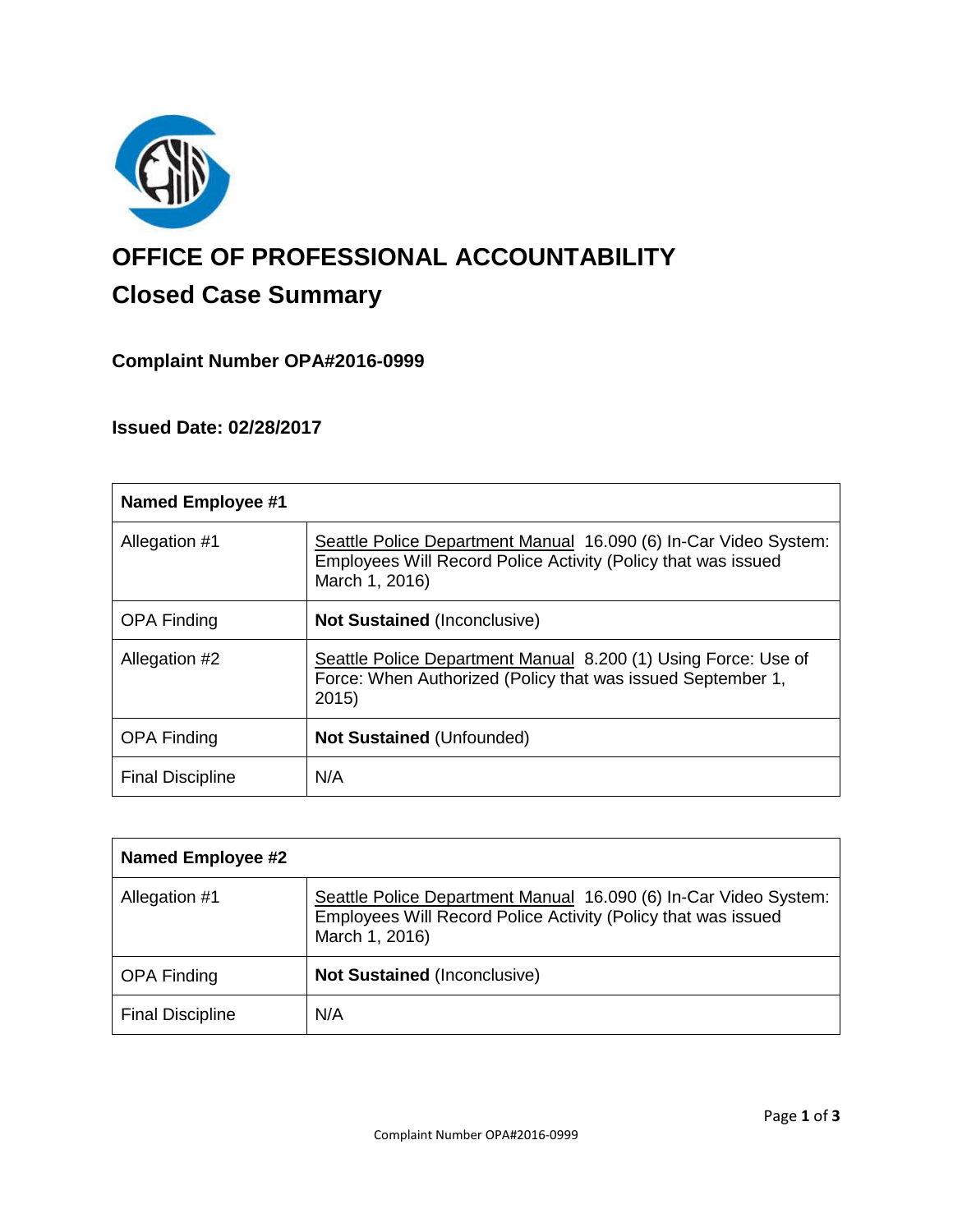# OFFICE OF PROFESSIONAL ACCOUNTABILITY

## Closed Case Summary

### Complaint Number OPA#2016-0999

### Issued Date: 02/28/2017

| Named Employee #1 | |
|---|---|
| Allegation #1 | Seattle Police Department Manual 16.090 (6) In-Car Video System: Employees Will Record Police Activity (Policy that was issued March 1, 2016) |
| OPA Finding | **Not Sustained** (Inconclusive) |
| Allegation #2 | Seattle Police Department Manual 8.200 (1) Using Force: Use of Force: When Authorized (Policy that was issued September 1, 2015) |
| OPA Finding | **Not Sustained** (Unfounded) |
| Final Discipline | N/A |

| Named Employee #2 | |
|---|---|
| Allegation #1 | Seattle Police Department Manual 16.090 (6) In-Car Video System: Employees Will Record Police Activity (Policy that was issued March 1, 2016) |
| OPA Finding | **Not Sustained** (Inconclusive) |
| Final Discipline | N/A |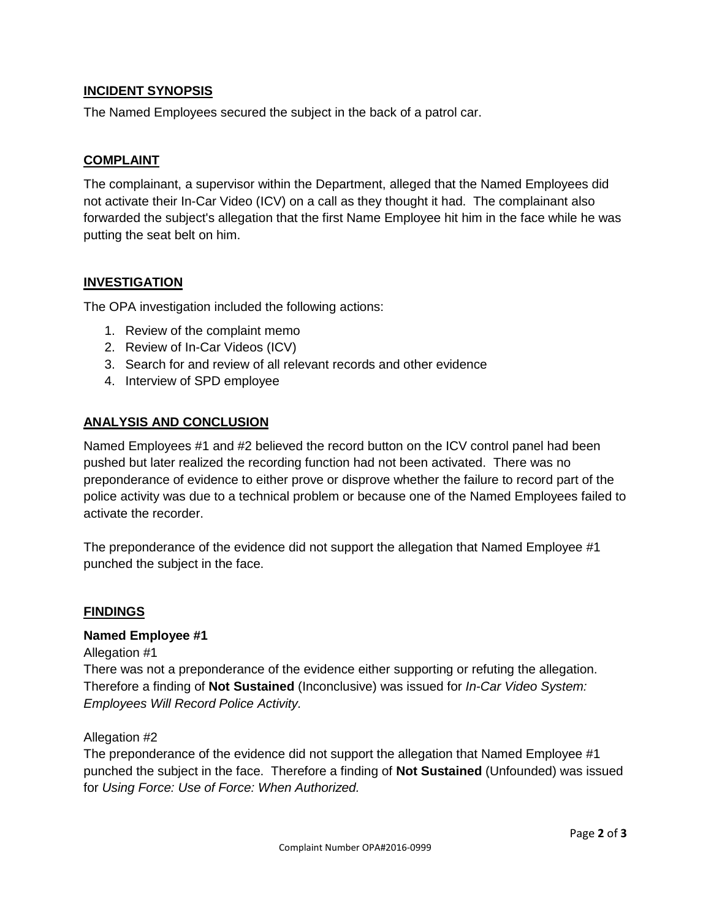## INCIDENT SYNOPSIS

The Named Employees secured the subject in the back of a patrol car.

## COMPLAINT

The complainant, a supervisor within the Department, alleged that the Named Employees did not activate their In-Car Video (ICV) on a call as they thought it had. The complainant also forwarded the subject's allegation that the first Name Employee hit him in the face while he was putting the seat belt on him.

## INVESTIGATION

The OPA investigation included the following actions:

1. Review of the complaint memo
2. Review of In-Car Videos (ICV)
3. Search for and review of all relevant records and other evidence
4. Interview of SPD employee

## ANALYSIS AND CONCLUSION

Named Employees #1 and #2 believed the record button on the ICV control panel had been pushed but later realized the recording function had not been activated. There was no preponderance of evidence to either prove or disprove whether the failure to record part of the police activity was due to a technical problem or because one of the Named Employees failed to activate the recorder.

The preponderance of the evidence did not support the allegation that Named Employee #1 punched the subject in the face.

## FINDINGS

**Named Employee #1**

Allegation #1
There was not a preponderance of the evidence either supporting or refuting the allegation. Therefore a finding of **Not Sustained** (Inconclusive) was issued for *In-Car Video System: Employees Will Record Police Activity.*

Allegation #2
The preponderance of the evidence did not support the allegation that Named Employee #1 punched the subject in the face. Therefore a finding of **Not Sustained** (Unfounded) was issued for *Using Force: Use of Force: When Authorized.*

Complaint Number OPA#2016-0999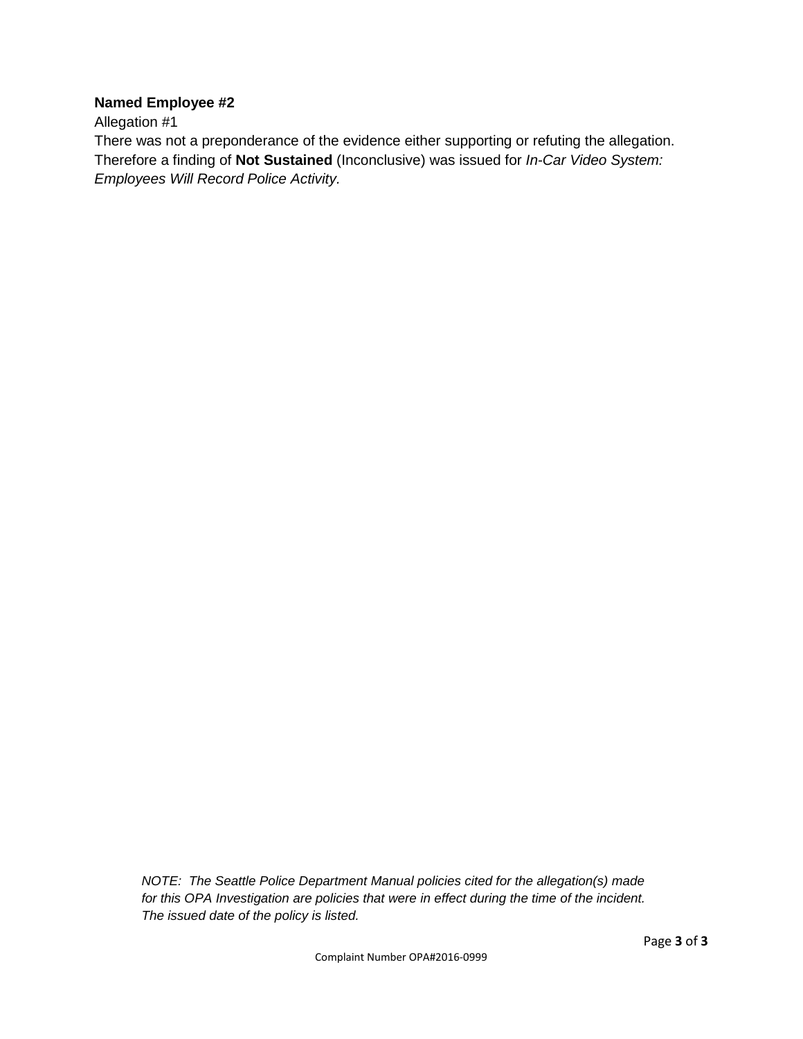**Named Employee #2**

Allegation #1

There was not a preponderance of the evidence either supporting or refuting the allegation. Therefore a finding of **Not Sustained** (Inconclusive) was issued for *In-Car Video System: Employees Will Record Police Activity.*

*NOTE: The Seattle Police Department Manual policies cited for the allegation(s) made for this OPA Investigation are policies that were in effect during the time of the incident. The issued date of the policy is listed.*